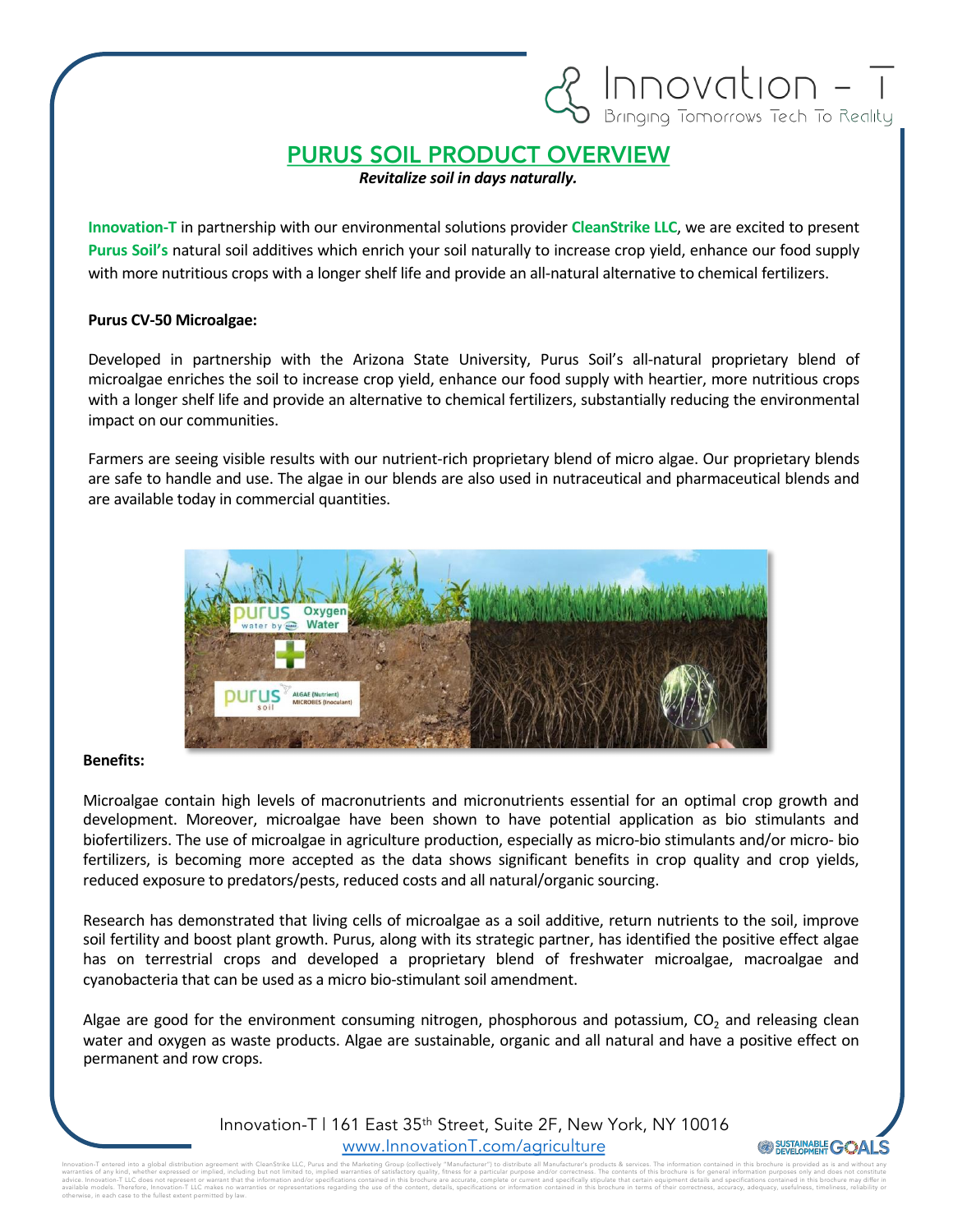# PURUS SOIL PRODUCT OVERVIEW

***Revitalize soil in days naturally.***

**Innovation-T** in partnership with our environmental solutions provider **CleanStrike LLC**, we are excited to present **Purus Soil's** natural soil additives which enrich your soil naturally to increase crop yield, enhance our food supply with more nutritious crops with a longer shelf life and provide an all-natural alternative to chemical fertilizers.

**Purus CV-50 Microalgae:**

Developed in partnership with the Arizona State University, Purus Soil's all-natural proprietary blend of microalgae enriches the soil to increase crop yield, enhance our food supply with heartier, more nutritious crops with a longer shelf life and provide an alternative to chemical fertilizers, substantially reducing the environmental impact on our communities.

Farmers are seeing visible results with our nutrient-rich proprietary blend of micro algae. Our proprietary blends are safe to handle and use. The algae in our blends are also used in nutraceutical and pharmaceutical blends and are available today in commercial quantities.

**Benefits:**

Microalgae contain high levels of macronutrients and micronutrients essential for an optimal crop growth and development. Moreover, microalgae have been shown to have potential application as bio stimulants and biofertilizers. The use of microalgae in agriculture production, especially as micro-bio stimulants and/or micro- bio fertilizers, is becoming more accepted as the data shows significant benefits in crop quality and crop yields, reduced exposure to predators/pests, reduced costs and all natural/organic sourcing.

Research has demonstrated that living cells of microalgae as a soil additive, return nutrients to the soil, improve soil fertility and boost plant growth. Purus, along with its strategic partner, has identified the positive effect algae has on terrestrial crops and developed a proprietary blend of freshwater microalgae, macroalgae and cyanobacteria that can be used as a micro bio-stimulant soil amendment.

Algae are good for the environment consuming nitrogen, phosphorous and potassium, $CO_2$ and releasing clean water and oxygen as waste products. Algae are sustainable, organic and all natural and have a positive effect on permanent and row crops.

Innovation-T | 161 East 35th Street, Suite 2F, New York, NY 10016
www.InnovationT.com/agriculture

Innovation-T entered into a global distribution agreement with CleanStrike LLC, Purus and the Marketing Group (collectively "Manufacturer") to distribute all Manufacturer's products & services. The information contained in this brochure is provided as is and without any warranties of any kind, whether expressed or implied, including but not limited to, implied warranties of satisfactory quality, fitness for a particular purpose and/or correctness. The contents of this brochure is for general information purposes only and does not constitute advice. Innovation-T LLC does not represent or warrant that the information and/or specifications contained in this brochure are accurate, complete or current and specifically stipulate that certain equipment details and specifications contained in this brochure may differ in available models. Therefore, Innovation-T LLC makes no warranties or representations regarding the use of the content, details, specifications or information contained in this brochure in terms of their correctness, accuracy, adequacy, usefulness, timeliness, reliability or otherwise, in each case to the fullest extent permitted by law.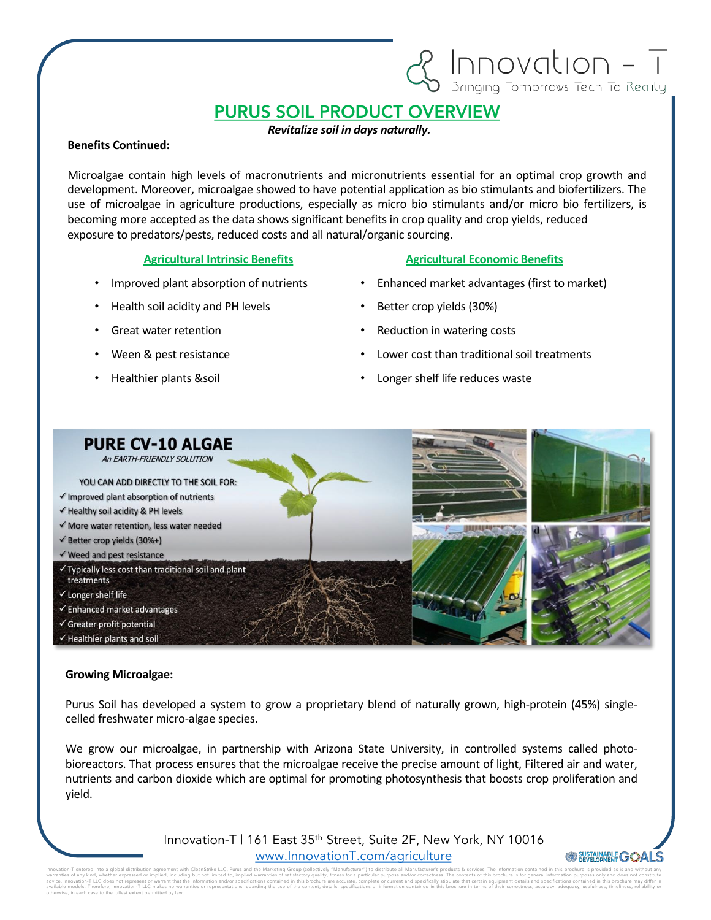## PURUS SOIL PRODUCT OVERVIEW

***Revitalize soil in days naturally.***

**Benefits Continued:**

Microalgae contain high levels of macronutrients and micronutrients essential for an optimal crop growth and development. Moreover, microalgae showed to have potential application as bio stimulants and biofertilizers. The use of microalgae in agriculture productions, especially as micro bio stimulants and/or micro bio fertilizers, is becoming more accepted as the data shows significant benefits in crop quality and crop yields, reduced exposure to predators/pests, reduced costs and all natural/organic sourcing.

### Agricultural Intrinsic Benefits

- Improved plant absorption of nutrients
- Health soil acidity and PH levels
- Great water retention
- Ween & pest resistance
- Healthier plants &soil

### Agricultural Economic Benefits

- Enhanced market advantages (first to market)
- Better crop yields (30%)
- Reduction in watering costs
- Lower cost than traditional soil treatments
- Longer shelf life reduces waste

**PURE CV-10 ALGAE**

*An EARTH-FRIENDLY SOLUTION*

YOU CAN ADD DIRECTLY TO THE SOIL FOR:

- ✓ Improved plant absorption of nutrients
- ✓ Healthy soil acidity & PH levels
- ✓ More water retention, less water needed
- ✓ Better crop yields (30%+)
- ✓ Weed and pest resistance
- ✓ Typically less cost than traditional soil and plant treatments
- ✓ Longer shelf life
- ✓ Enhanced market advantages
- ✓ Greater profit potential
- ✓ Healthier plants and soil

**Growing Microalgae:**

Purus Soil has developed a system to grow a proprietary blend of naturally grown, high-protein (45%) single-celled freshwater micro-algae species.

We grow our microalgae, in partnership with Arizona State University, in controlled systems called photo-bioreactors. That process ensures that the microalgae receive the precise amount of light, Filtered air and water, nutrients and carbon dioxide which are optimal for promoting photosynthesis that boosts crop proliferation and yield.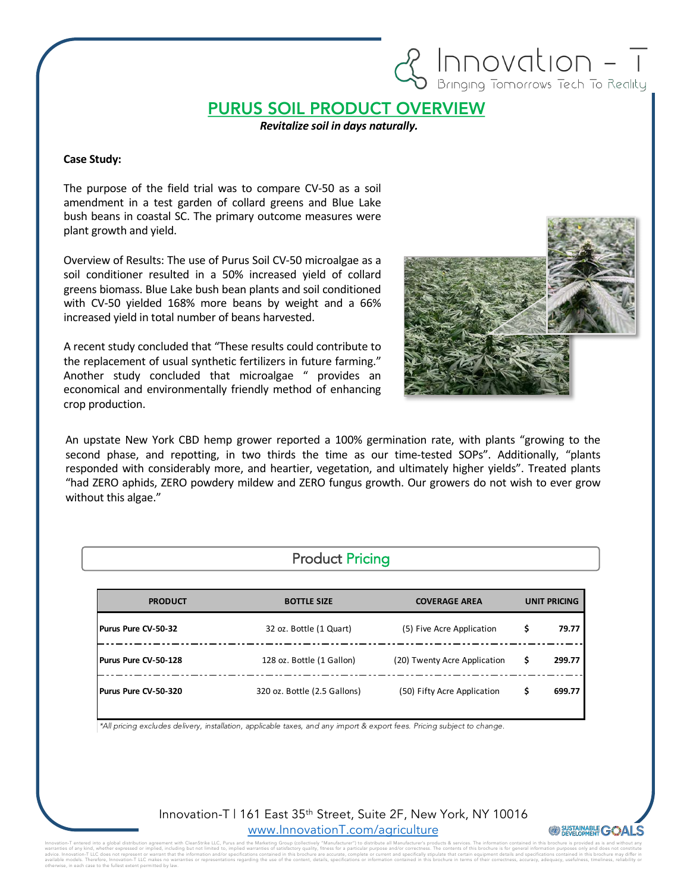# PURUS SOIL PRODUCT OVERVIEW

***Revitalize soil in days naturally.***

**Case Study:**

The purpose of the field trial was to compare CV-50 as a soil amendment in a test garden of collard greens and Blue Lake bush beans in coastal SC. The primary outcome measures were plant growth and yield.

Overview of Results: The use of Purus Soil CV-50 microalgae as a soil conditioner resulted in a 50% increased yield of collard greens biomass. Blue Lake bush bean plants and soil conditioned with CV-50 yielded 168% more beans by weight and a 66% increased yield in total number of beans harvested.

A recent study concluded that "These results could contribute to the replacement of usual synthetic fertilizers in future farming." Another study concluded that microalgae " provides an economical and environmentally friendly method of enhancing crop production.

An upstate New York CBD hemp grower reported a 100% germination rate, with plants "growing to the second phase, and repotting, in two thirds the time as our time-tested SOPs". Additionally, "plants responded with considerably more, and heartier, vegetation, and ultimately higher yields". Treated plants "had ZERO aphids, ZERO powdery mildew and ZERO fungus growth. Our growers do not wish to ever grow without this algae."

## Product Pricing

| PRODUCT | BOTTLE SIZE | COVERAGE AREA | UNIT PRICING |
| --- | --- | --- | --- |
| **Purus Pure CV-50-32** | 32 oz. Bottle (1 Quart) | (5) Five Acre Application | **$ 79.77** |
| **Purus Pure CV-50-128** | 128 oz. Bottle (1 Gallon) | (20) Twenty Acre Application | **$ 299.77** |
| **Purus Pure CV-50-320** | 320 oz. Bottle (2.5 Gallons) | (50) Fifty Acre Application | **$ 699.77** |

*\*All pricing excludes delivery, installation, applicable taxes, and any import & export fees. Pricing subject to change.*

Innovation-T | 161 East 35th Street, Suite 2F, New York, NY 10016

www.InnovationT.com/agriculture

Innovation-T entered into a global distribution agreement with CleanStrike LLC, Purus and the Marketing Group (collectively "Manufacturer") to distribute all Manufacturer's products & services. The information contained in this brochure is provided as is and without any warranties of any kind, whether expressed or implied, including but not limited to, implied warranties of satisfactory quality, fitness for a particular purpose and/or correctness. The contents of this brochure is for general information purposes only and does not constitute advice. Innovation-T LLC does not represent or warrant that the information and/or specifications contained in this brochure are accurate, complete or current and specifically stipulate that certain equipment details and specifications contained in this brochure may differ in available models. Therefore, Innovation-T LLC makes no warranties or representations regarding the use of the content, details, specifications or information contained in this brochure in terms of their correctness, accuracy, adequacy, usefulness, timeliness, reliability or otherwise, in each case to the fullest extent permitted by law.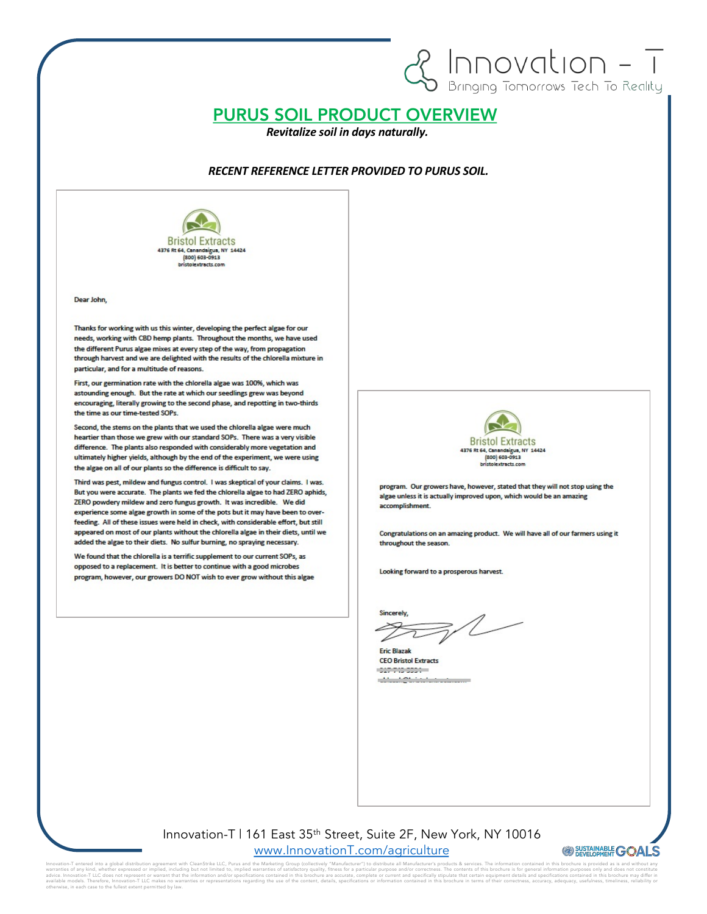Innovation - T

Bringing Tomorrows Tech To Reality

# PURUS SOIL PRODUCT OVERVIEW

***Revitalize soil in days naturally.***

***RECENT REFERENCE LETTER PROVIDED TO PURUS SOIL.***

Bristol Extracts
4376 Rt 64, Canandaigua, NY 14424
(800) 603-0913
bristolextracts.com

Dear John,

Thanks for working with us this winter, developing the perfect algae for our needs, working with CBD hemp plants. Throughout the months, we have used the different Purus algae mixes at every step of the way, from propagation through harvest and we are delighted with the results of the chlorella mixture in particular, and for a multitude of reasons.

First, our germination rate with the chlorella algae was 100%, which was astounding enough. But the rate at which our seedlings grew was beyond encouraging, literally growing to the second phase, and repotting in two-thirds the time as our time-tested SOPs.

Second, the stems on the plants that we used the chlorella algae were much heartier than those we grew with our standard SOPs. There was a very visible difference. The plants also responded with considerably more vegetation and ultimately higher yields, although by the end of the experiment, we were using the algae on all of our plants so the difference is difficult to say.

Third was pest, mildew and fungus control. I was skeptical of your claims. I was. But you were accurate. The plants we fed the chlorella algae to had ZERO aphids, ZERO powdery mildew and zero fungus growth. It was incredible. We did experience some algae growth in some of the pots but it may have been to over-feeding. All of these issues were held in check, with considerable effort, but still appeared on most of our plants without the chlorella algae in their diets, until we added the algae to their diets. No sulfur burning, no spraying necessary.

We found that the chlorella is a terrific supplement to our current SOPs, as opposed to a replacement. It is better to continue with a good microbes program, however, our growers DO NOT wish to ever grow without this algae

Bristol Extracts
4376 Rt 64, Canandaigua, NY 14424
(800) 603-0913
bristolextracts.com

program. Our growers have, however, stated that they will not stop using the algae unless it is actually improved upon, which would be an amazing accomplishment.

Congratulations on an amazing product. We will have all of our farmers using it throughout the season.

Looking forward to a prosperous harvest.

Sincerely,

Eric Blazak
CEO Bristol Extracts

Innovation-T | 161 East 35th Street, Suite 2F, New York, NY 10016

www.InnovationT.com/agriculture

Innovation-T entered into a global distribution agreement with CleanStrike LLC, Purus and the Marketing Group (collectively "Manufacturer") to distribute all Manufacturer's products & services. The information contained in this brochure is provided as is and without any warranties of any kind, whether expressed or implied, including but not limited to, implied warranties of satisfactory quality, fitness for a particular purpose and/or correctness. The contents of this brochure is for general information purposes only and does not constitute advice. Innovation-T LLC does not represent or warrant that the information and/or specifications contained in this brochure are accurate, complete or current and specifically stipulate that certain equipment details and specifications contained in this brochure may differ in available models. Therefore, Innovation-T LLC makes no warranties or representations regarding the use of the content, details, specifications or information contained in this brochure in terms of their correctness, accuracy, adequacy, usefulness, timeliness, reliability or otherwise, in each case to the fullest extent permitted by law.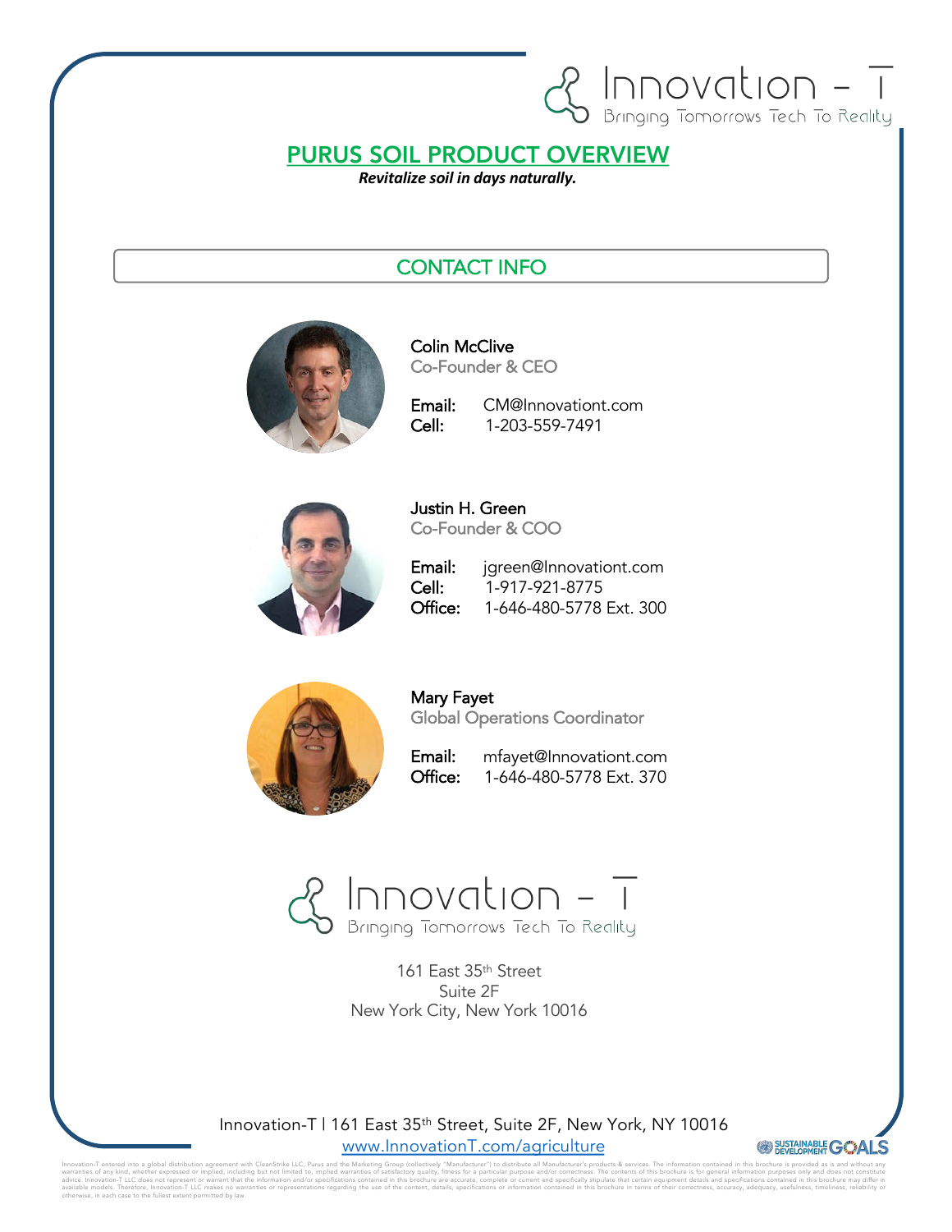Innovation - T

Bringing Tomorrows Tech To Reality

# PURUS SOIL PRODUCT OVERVIEW

***Revitalize soil in days naturally.***

## CONTACT INFO

**Colin McClive**
Co-Founder & CEO

**Email:** CM@Innovationt.com
**Cell:** 1-203-559-7491

**Justin H. Green**
Co-Founder & COO

**Email:** jgreen@Innovationt.com
**Cell:** 1-917-921-8775
**Office:** 1-646-480-5778 Ext. 300

**Mary Fayet**
Global Operations Coordinator

**Email:** mfayet@Innovationt.com
**Office:** 1-646-480-5778 Ext. 370

Innovation - T

Bringing Tomorrows Tech To Reality

161 East 35th Street
Suite 2F
New York City, New York 10016

Innovation-T I 161 East 35th Street, Suite 2F, New York, NY 10016
www.InnovationT.com/agriculture

SUSTAINABLE DEVELOPMENT GOALS

Innovation-T entered into a global distribution agreement with CleanStrike LLC, Purus and the Marketing Group (collectively "Manufacturer") to distribute all Manufacturer's products & services. The information contained in this brochure is provided as is and without any warranties of any kind, whether expressed or implied, including but not limited to, implied warranties of satisfactory quality, fitness for a particular purpose and/or correctness. The contents of this brochure is for general information purposes only and does not constitute advice. Innovation-T LLC does not represent or warrant that the information and/or specifications contained in this brochure are accurate, complete or current and specifically stipulate that certain equipment details and specifications contained in this brochure may differ in available models. Therefore, Innovation-T LLC makes no warranties or representations regarding the use of the content, details, specifications or information contained in this brochure in terms of their correctness, accuracy, adequacy, usefulness, timeliness, reliability or otherwise, in each case to the fullest extent permitted by law.